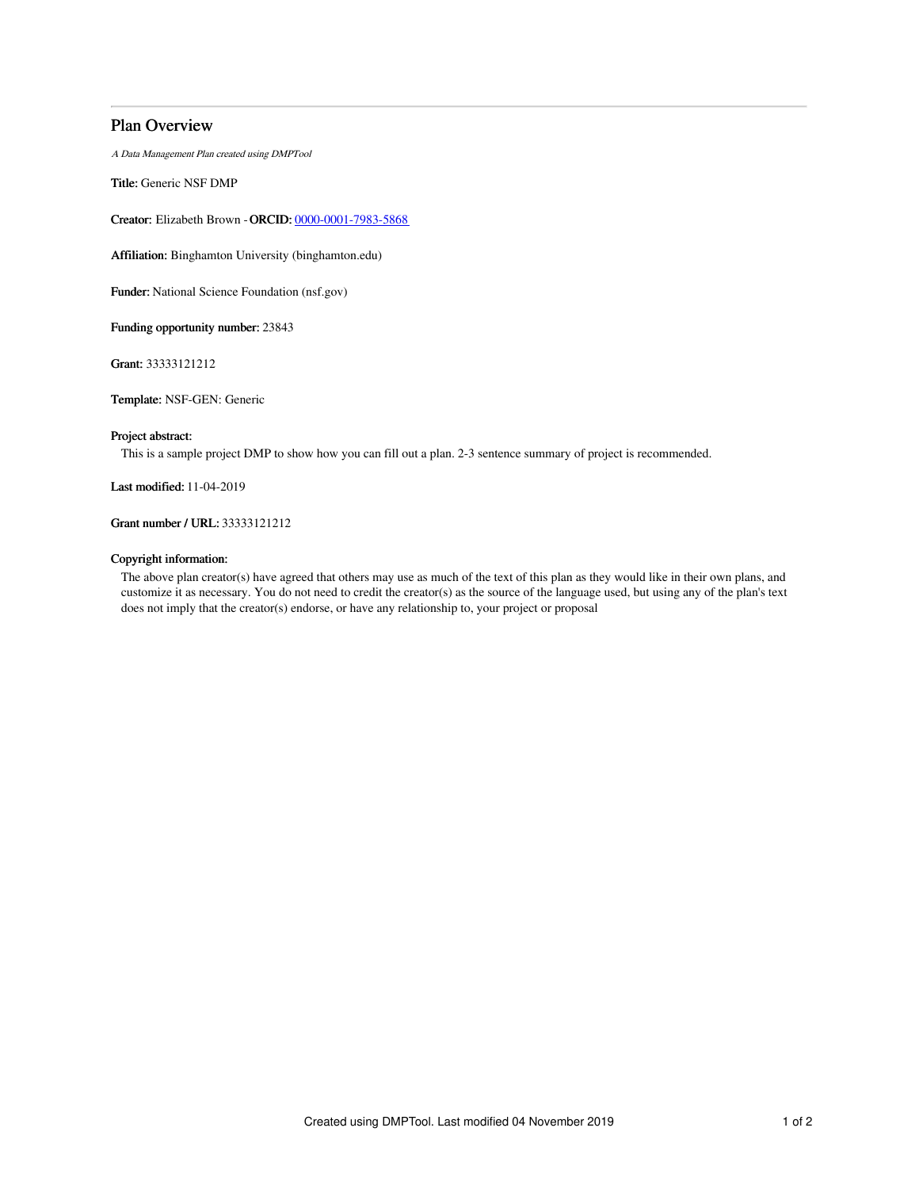## Plan Overview

*A Data Management Plan created using DMPTool*

**Title:** Generic NSF DMP

**Creator:** Elizabeth Brown - **ORCID:** 0000-0001-7983-5868

**Affiliation:** Binghamton University (binghamton.edu)

**Funder:** National Science Foundation (nsf.gov)

**Funding opportunity number:** 23843

**Grant:** 33333121212

**Template:** NSF-GEN: Generic

**Project abstract:**

This is a sample project DMP to show how you can fill out a plan. 2-3 sentence summary of project is recommended.

**Last modified:** 11-04-2019

**Grant number / URL:** 33333121212

**Copyright information:**

The above plan creator(s) have agreed that others may use as much of the text of this plan as they would like in their own plans, and customize it as necessary. You do not need to credit the creator(s) as the source of the language used, but using any of the plan's text does not imply that the creator(s) endorse, or have any relationship to, your project or proposal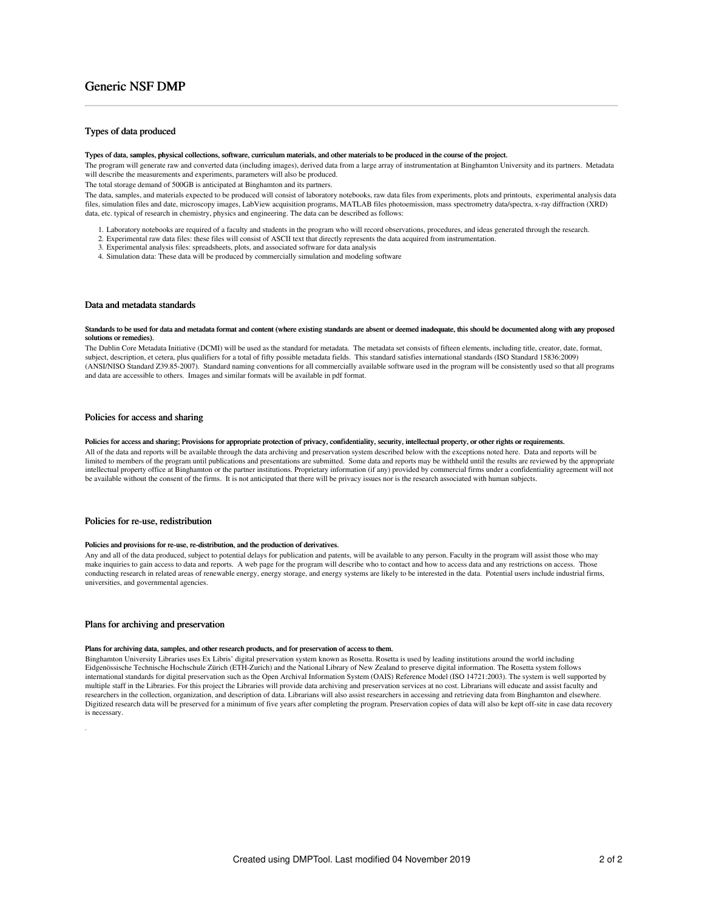# Generic NSF DMP

## Types of data produced

**Types of data, samples, physical collections, software, curriculum materials, and other materials to be produced in the course of the project.**

The program will generate raw and converted data (including images), derived data from a large array of instrumentation at Binghamton University and its partners. Metadata will describe the measurements and experiments, parameters will also be produced.

The total storage demand of 500GB is anticipated at Binghamton and its partners.

The data, samples, and materials expected to be produced will consist of laboratory notebooks, raw data files from experiments, plots and printouts, experimental analysis data files, simulation files and date, microscopy images, LabView acquisition programs, MATLAB files photoemission, mass spectrometry data/spectra, x-ray diffraction (XRD) data, etc. typical of research in chemistry, physics and engineering. The data can be described as follows:

1. Laboratory notebooks are required of a faculty and students in the program who will record observations, procedures, and ideas generated through the research.
2. Experimental raw data files: these files will consist of ASCII text that directly represents the data acquired from instrumentation.
3. Experimental analysis files: spreadsheets, plots, and associated software for data analysis
4. Simulation data: These data will be produced by commercially simulation and modeling software

## Data and metadata standards

**Standards to be used for data and metadata format and content (where existing standards are absent or deemed inadequate, this should be documented along with any proposed solutions or remedies).**

The Dublin Core Metadata Initiative (DCMI) will be used as the standard for metadata. The metadata set consists of fifteen elements, including title, creator, date, format, subject, description, et cetera, plus qualifiers for a total of fifty possible metadata fields. This standard satisfies international standards (ISO Standard 15836:2009) (ANSI/NISO Standard Z39.85-2007). Standard naming conventions for all commercially available software used in the program will be consistently used so that all programs and data are accessible to others. Images and similar formats will be available in pdf format.

## Policies for access and sharing

**Policies for access and sharing; Provisions for appropriate protection of privacy, confidentiality, security, intellectual property, or other rights or requirements.**

All of the data and reports will be available through the data archiving and preservation system described below with the exceptions noted here. Data and reports will be limited to members of the program until publications and presentations are submitted. Some data and reports may be withheld until the results are reviewed by the appropriate intellectual property office at Binghamton or the partner institutions. Proprietary information (if any) provided by commercial firms under a confidentiality agreement will not be available without the consent of the firms. It is not anticipated that there will be privacy issues nor is the research associated with human subjects.

## Policies for re-use, redistribution

**Policies and provisions for re-use, re-distribution, and the production of derivatives.**

Any and all of the data produced, subject to potential delays for publication and patents, will be available to any person. Faculty in the program will assist those who may make inquiries to gain access to data and reports. A web page for the program will describe who to contact and how to access data and any restrictions on access. Those conducting research in related areas of renewable energy, energy storage, and energy systems are likely to be interested in the data. Potential users include industrial firms, universities, and governmental agencies.

## Plans for archiving and preservation

**Plans for archiving data, samples, and other research products, and for preservation of access to them.**

Binghamton University Libraries uses Ex Libris' digital preservation system known as Rosetta. Rosetta is used by leading institutions around the world including Eidgenössische Technische Hochschule Zürich (ETH-Zurich) and the National Library of New Zealand to preserve digital information. The Rosetta system follows international standards for digital preservation such as the Open Archival Information System (OAIS) Reference Model (ISO 14721:2003). The system is well supported by multiple staff in the Libraries. For this project the Libraries will provide data archiving and preservation services at no cost. Librarians will educate and assist faculty and researchers in the collection, organization, and description of data. Librarians will also assist researchers in accessing and retrieving data from Binghamton and elsewhere. Digitized research data will be preserved for a minimum of five years after completing the program. Preservation copies of data will also be kept off-site in case data recovery is necessary.